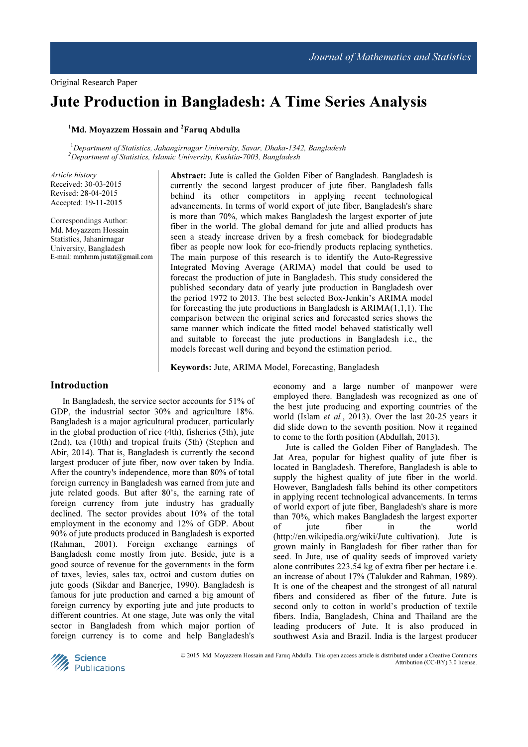Original Research Paper

# Jute Production in Bangladesh: A Time Series Analysis

[1]Md. Moyazzem Hossain and [2]Faruq Abdulla

[1]*Department of Statistics, Jahangirnagar University, Savar, Dhaka-1342, Bangladesh*
[2]*Department of Statistics, Islamic University, Kushtia-7003, Bangladesh*

*Article history*
Received: 30-03-2015
Revised: 28-04-2015
Accepted: 19-11-2015

Correspondings Author:
Md. Moyazzem Hossain
Statistics, Jahanirnagar
University, Bangladesh
E-mail: mmhmm.justat@gmail.com

**Abstract:** Jute is called the Golden Fiber of Bangladesh. Bangladesh is currently the second largest producer of jute fiber. Bangladesh falls behind its other competitors in applying recent technological advancements. In terms of world export of jute fiber, Bangladesh's share is more than 70%, which makes Bangladesh the largest exporter of jute fiber in the world. The global demand for jute and allied products has seen a steady increase driven by a fresh comeback for biodegradable fiber as people now look for eco-friendly products replacing synthetics. The main purpose of this research is to identify the Auto-Regressive Integrated Moving Average (ARIMA) model that could be used to forecast the production of jute in Bangladesh. This study considered the published secondary data of yearly jute production in Bangladesh over the period 1972 to 2013. The best selected Box-Jenkin's ARIMA model for forecasting the jute productions in Bangladesh is ARIMA(1,1,1). The comparison between the original series and forecasted series shows the same manner which indicate the fitted model behaved statistically well and suitable to forecast the jute productions in Bangladesh i.e., the models forecast well during and beyond the estimation period.

**Keywords:** Jute, ARIMA Model, Forecasting, Bangladesh

## Introduction

In Bangladesh, the service sector accounts for 51% of GDP, the industrial sector 30% and agriculture 18%. Bangladesh is a major agricultural producer, particularly in the global production of rice (4th), fisheries (5th), jute (2nd), tea (10th) and tropical fruits (5th) (Stephen and Abir, 2014). That is, Bangladesh is currently the second largest producer of jute fiber, now over taken by India. After the country's independence, more than 80% of total foreign currency in Bangladesh was earned from jute and jute related goods. But after 80's, the earning rate of foreign currency from jute industry has gradually declined. The sector provides about 10% of the total employment in the economy and 12% of GDP. About 90% of jute products produced in Bangladesh is exported (Rahman, 2001). Foreign exchange earnings of Bangladesh come mostly from jute. Beside, jute is a good source of revenue for the governments in the form of taxes, levies, sales tax, octroi and custom duties on jute goods (Sikdar and Banerjee, 1990). Bangladesh is famous for jute production and earned a big amount of foreign currency by exporting jute and jute products to different countries. At one stage, Jute was only the vital sector in Bangladesh from which major portion of foreign currency is to come and help Bangladesh's economy and a large number of manpower were employed there. Bangladesh was recognized as one of the best jute producing and exporting countries of the world (Islam *et al.*, 2013). Over the last 20-25 years it did slide down to the seventh position. Now it regained to come to the forth position (Abdullah, 2013).

Jute is called the Golden Fiber of Bangladesh. The Jat Area, popular for highest quality of jute fiber is located in Bangladesh. Therefore, Bangladesh is able to supply the highest quality of jute fiber in the world. However, Bangladesh falls behind its other competitors in applying recent technological advancements. In terms of world export of jute fiber, Bangladesh's share is more than 70%, which makes Bangladesh the largest exporter of jute fiber in the world (http://en.wikipedia.org/wiki/Jute_cultivation). Jute is grown mainly in Bangladesh for fiber rather than for seed. In Jute, use of quality seeds of improved variety alone contributes 223.54 kg of extra fiber per hectare i.e. an increase of about 17% (Talukder and Rahman, 1989). It is one of the cheapest and the strongest of all natural fibers and considered as fiber of the future. Jute is second only to cotton in world's production of textile fibers. India, Bangladesh, China and Thailand are the leading producers of Jute. It is also produced in southwest Asia and Brazil. India is the largest producer

© 2015. Md. Moyazzem Hossain and Faruq Abdulla. This open access article is distributed under a Creative Commons Attribution (CC-BY) 3.0 license.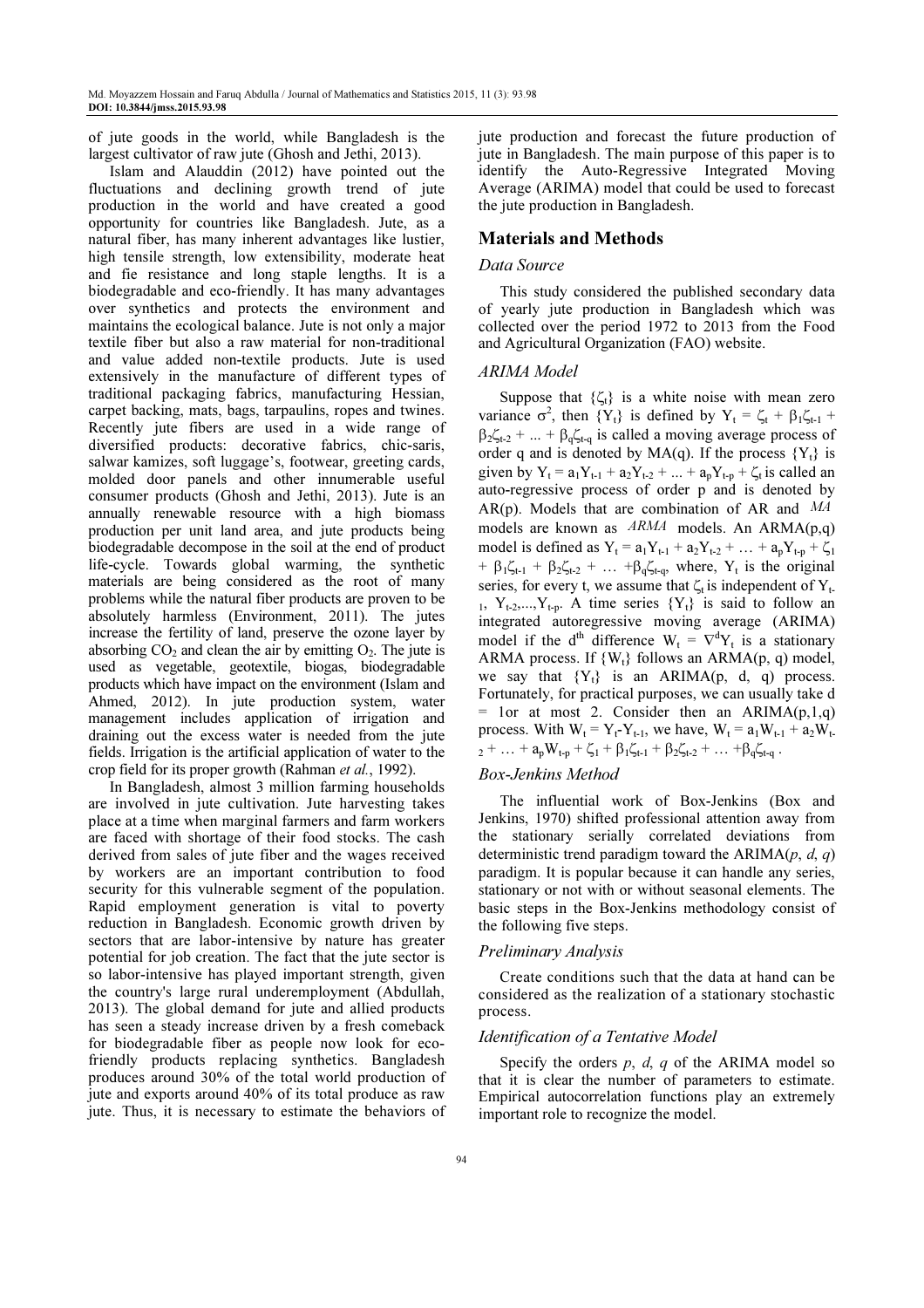of jute goods in the world, while Bangladesh is the largest cultivator of raw jute (Ghosh and Jethi, 2013).

Islam and Alauddin (2012) have pointed out the fluctuations and declining growth trend of jute production in the world and have created a good opportunity for countries like Bangladesh. Jute, as a natural fiber, has many inherent advantages like lustier, high tensile strength, low extensibility, moderate heat and fie resistance and long staple lengths. It is a biodegradable and eco-friendly. It has many advantages over synthetics and protects the environment and maintains the ecological balance. Jute is not only a major textile fiber but also a raw material for non-traditional and value added non-textile products. Jute is used extensively in the manufacture of different types of traditional packaging fabrics, manufacturing Hessian, carpet backing, mats, bags, tarpaulins, ropes and twines. Recently jute fibers are used in a wide range of diversified products: decorative fabrics, chic-saris, salwar kamizes, soft luggage's, footwear, greeting cards, molded door panels and other innumerable useful consumer products (Ghosh and Jethi, 2013). Jute is an annually renewable resource with a high biomass production per unit land area, and jute products being biodegradable decompose in the soil at the end of product life-cycle. Towards global warming, the synthetic materials are being considered as the root of many problems while the natural fiber products are proven to be absolutely harmless (Environment, 2011). The jutes increase the fertility of land, preserve the ozone layer by absorbing $CO_2$ and clean the air by emitting $O_2$. The jute is used as vegetable, geotextile, biogas, biodegradable products which have impact on the environment (Islam and Ahmed, 2012). In jute production system, water management includes application of irrigation and draining out the excess water is needed from the jute fields. Irrigation is the artificial application of water to the crop field for its proper growth (Rahman *et al.*, 1992).

In Bangladesh, almost 3 million farming households are involved in jute cultivation. Jute harvesting takes place at a time when marginal farmers and farm workers are faced with shortage of their food stocks. The cash derived from sales of jute fiber and the wages received by workers are an important contribution to food security for this vulnerable segment of the population. Rapid employment generation is vital to poverty reduction in Bangladesh. Economic growth driven by sectors that are labor-intensive by nature has greater potential for job creation. The fact that the jute sector is so labor-intensive has played important strength, given the country's large rural underemployment (Abdullah, 2013). The global demand for jute and allied products has seen a steady increase driven by a fresh comeback for biodegradable fiber as people now look for eco-friendly products replacing synthetics. Bangladesh produces around 30% of the total world production of jute and exports around 40% of its total produce as raw jute. Thus, it is necessary to estimate the behaviors of jute production and forecast the future production of jute in Bangladesh. The main purpose of this paper is to identify the Auto-Regressive Integrated Moving Average (ARIMA) model that could be used to forecast the jute production in Bangladesh.

## Materials and Methods

### Data Source

This study considered the published secondary data of yearly jute production in Bangladesh which was collected over the period 1972 to 2013 from the Food and Agricultural Organization (FAO) website.

### ARIMA Model

Suppose that $\{\zeta_t\}$ is a white noise with mean zero variance $\sigma^2$, then $\{Y_t\}$ is defined by $Y_t = \zeta_t + \beta_1\zeta_{t-1} + \beta_2\zeta_{t-2} + ... + \beta_q\zeta_{t-q}$ is called a moving average process of order q and is denoted by MA(q). If the process $\{Y_t\}$ is given by $Y_t = a_1Y_{t-1} + a_2Y_{t-2} + ... + a_pY_{t-p} + \zeta_t$ is called an auto-regressive process of order p and is denoted by AR(p). Models that are combination of AR and *MA* models are known as *ARMA* models. An ARMA(p,q) model is defined as $Y_t = a_1Y_{t-1} + a_2Y_{t-2} + \ldots + a_pY_{t-p} + \zeta_1 + \beta_1\zeta_{t-1} + \beta_2\zeta_{t-2} + \ldots + \beta_q\zeta_{t-q}$, where, $Y_t$ is the original series, for every t, we assume that $\zeta_t$ is independent of $Y_{t-1}, Y_{t-2},...,Y_{t-p}$. A time series $\{Y_t\}$ is said to follow an integrated autoregressive moving average (ARIMA) model if the $d^{th}$ difference $W_t = \nabla^d Y_t$ is a stationary ARMA process. If $\{W_t\}$ follows an ARMA(p, q) model, we say that $\{Y_t\}$ is an ARIMA(p, d, q) process. Fortunately, for practical purposes, we can usually take d = 1or at most 2. Consider then an ARIMA(p,1,q) process. With $W_t = Y_t - Y_{t-1}$, we have, $W_t = a_1W_{t-1} + a_2W_{t-2} + \ldots + a_pW_{t-p} + \zeta_1 + \beta_1\zeta_{t-1} + \beta_2\zeta_{t-2} + \ldots + \beta_q\zeta_{t-q}$.

### Box-Jenkins Method

The influential work of Box-Jenkins (Box and Jenkins, 1970) shifted professional attention away from the stationary serially correlated deviations from deterministic trend paradigm toward the ARIMA(*p*, *d*, *q*) paradigm. It is popular because it can handle any series, stationary or not with or without seasonal elements. The basic steps in the Box-Jenkins methodology consist of the following five steps.

### Preliminary Analysis

Create conditions such that the data at hand can be considered as the realization of a stationary stochastic process.

### Identification of a Tentative Model

Specify the orders *p*, *d*, *q* of the ARIMA model so that it is clear the number of parameters to estimate. Empirical autocorrelation functions play an extremely important role to recognize the model.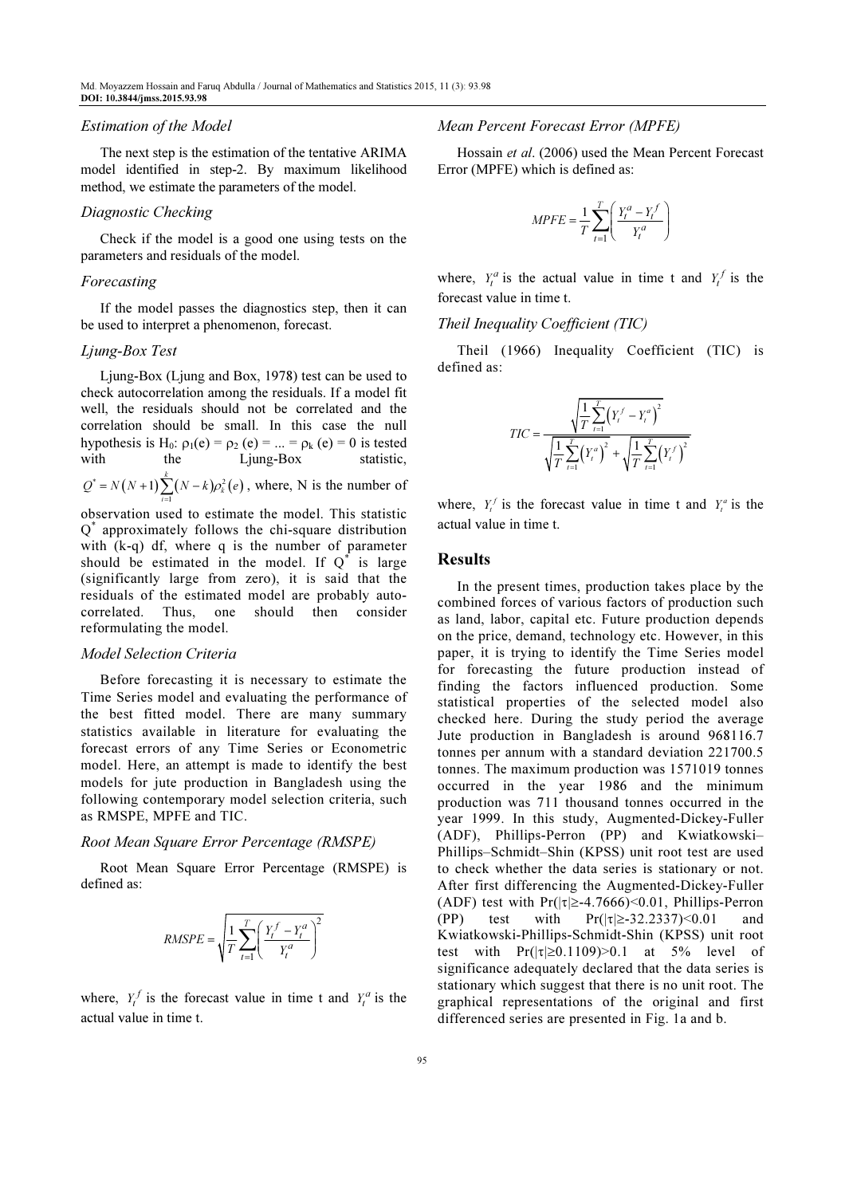### Estimation of the Model

The next step is the estimation of the tentative ARIMA model identified in step-2. By maximum likelihood method, we estimate the parameters of the model.

### Diagnostic Checking

Check if the model is a good one using tests on the parameters and residuals of the model.

### Forecasting

If the model passes the diagnostics step, then it can be used to interpret a phenomenon, forecast.

### Ljung-Box Test

Ljung-Box (Ljung and Box, 1978) test can be used to check autocorrelation among the residuals. If a model fit well, the residuals should not be correlated and the correlation should be small. In this case the null hypothesis is $H_0$: $\rho_1(e) = \rho_2(e) = ... = \rho_k(e) = 0$ is tested with the Ljung-Box statistic, $Q^* = N(N+1)\sum_{i=1}^{k}(N-k)\rho_k^2(e)$, where, N is the number of observation used to estimate the model. This statistic $Q^*$ approximately follows the chi-square distribution with (k-q) df, where q is the number of parameter should be estimated in the model. If $Q^*$ is large (significantly large from zero), it is said that the residuals of the estimated model are probably auto-correlated. Thus, one should then consider reformulating the model.

### Model Selection Criteria

Before forecasting it is necessary to estimate the Time Series model and evaluating the performance of the best fitted model. There are many summary statistics available in literature for evaluating the forecast errors of any Time Series or Econometric model. Here, an attempt is made to identify the best models for jute production in Bangladesh using the following contemporary model selection criteria, such as RMSPE, MPFE and TIC.

### Root Mean Square Error Percentage (RMSPE)

Root Mean Square Error Percentage (RMSPE) is defined as:

$$RMSPE = \sqrt{\frac{1}{T}\sum_{t=1}^{T}\left(\frac{Y_t^f - Y_t^a}{Y_t^a}\right)^2}$$

where, $Y_t^f$ is the forecast value in time t and $Y_t^a$ is the actual value in time t.

### Mean Percent Forecast Error (MPFE)

Hossain *et al*. (2006) used the Mean Percent Forecast Error (MPFE) which is defined as:

$$MPFE = \frac{1}{T}\sum_{t=1}^{T}\left(\frac{Y_t^a - Y_t^f}{Y_t^a}\right)$$

where, $Y_t^a$ is the actual value in time t and $Y_t^f$ is the forecast value in time t.

### Theil Inequality Coefficient (TIC)

Theil (1966) Inequality Coefficient (TIC) is defined as:

$$TIC = \frac{\sqrt{\frac{1}{T}\sum_{t=1}^{T}\left(Y_t^f - Y_t^a\right)^2}}{\sqrt{\frac{1}{T}\sum_{t=1}^{T}\left(Y_t^a\right)^2} + \sqrt{\frac{1}{T}\sum_{t=1}^{T}\left(Y_t^f\right)^2}}$$

where, $Y_t^f$ is the forecast value in time t and $Y_t^a$ is the actual value in time t.

## Results

In the present times, production takes place by the combined forces of various factors of production such as land, labor, capital etc. Future production depends on the price, demand, technology etc. However, in this paper, it is trying to identify the Time Series model for forecasting the future production instead of finding the factors influenced production. Some statistical properties of the selected model also checked here. During the study period the average Jute production in Bangladesh is around 968116.7 tonnes per annum with a standard deviation 221700.5 tonnes. The maximum production was 1571019 tonnes occurred in the year 1986 and the minimum production was 711 thousand tonnes occurred in the year 1999. In this study, Augmented-Dickey-Fuller (ADF), Phillips-Perron (PP) and Kwiatkowski–Phillips–Schmidt–Shin (KPSS) unit root test are used to check whether the data series is stationary or not. After first differencing the Augmented-Dickey-Fuller (ADF) test with $\Pr(|\tau| \geq -4.7666) < 0.01$, Phillips-Perron (PP) test with $\Pr(|\tau| \geq -32.2337) < 0.01$ and Kwiatkowski-Phillips-Schmidt-Shin (KPSS) unit root test with $\Pr(|\tau| \geq 0.1109) > 0.1$ at 5% level of significance adequately declared that the data series is stationary which suggest that there is no unit root. The graphical representations of the original and first differenced series are presented in Fig. 1a and b.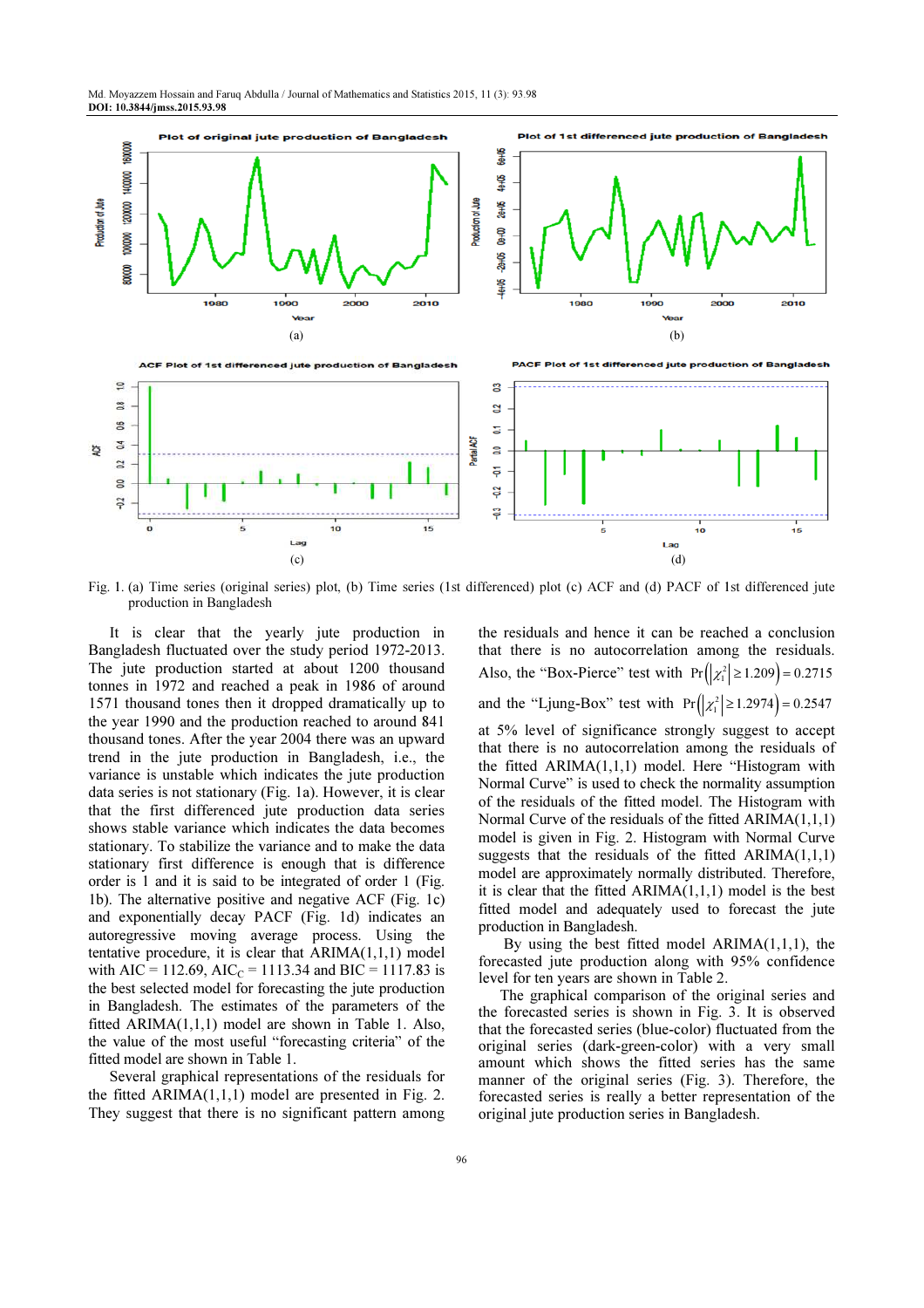Fig. 1. (a) Time series (original series) plot, (b) Time series (1st differenced) plot (c) ACF and (d) PACF of 1st differenced jute production in Bangladesh

It is clear that the yearly jute production in Bangladesh fluctuated over the study period 1972-2013. The jute production started at about 1200 thousand tonnes in 1972 and reached a peak in 1986 of around 1571 thousand tones then it dropped dramatically up to the year 1990 and the production reached to around 841 thousand tones. After the year 2004 there was an upward trend in the jute production in Bangladesh, i.e., the variance is unstable which indicates the jute production data series is not stationary (Fig. 1a). However, it is clear that the first differenced jute production data series shows stable variance which indicates the data becomes stationary. To stabilize the variance and to make the data stationary first difference is enough that is difference order is 1 and it is said to be integrated of order 1 (Fig. 1b). The alternative positive and negative ACF (Fig. 1c) and exponentially decay PACF (Fig. 1d) indicates an autoregressive moving average process. Using the tentative procedure, it is clear that ARIMA(1,1,1) model with AIC = 112.69, $AIC_C$ = 1113.34 and BIC = 1117.83 is the best selected model for forecasting the jute production in Bangladesh. The estimates of the parameters of the fitted ARIMA(1,1,1) model are shown in Table 1. Also, the value of the most useful "forecasting criteria" of the fitted model are shown in Table 1.

Several graphical representations of the residuals for the fitted ARIMA(1,1,1) model are presented in Fig. 2. They suggest that there is no significant pattern among the residuals and hence it can be reached a conclusion that there is no autocorrelation among the residuals. Also, the "Box-Pierce" test with $\Pr\left(\left|\chi_1^2\right| \geq 1.209\right) = 0.2715$ and the "Ljung-Box" test with $\Pr\left(\left|\chi_1^2\right| \geq 1.2974\right) = 0.2547$ at 5% level of significance strongly suggest to accept that there is no autocorrelation among the residuals of the fitted ARIMA(1,1,1) model. Here "Histogram with Normal Curve" is used to check the normality assumption of the residuals of the fitted model. The Histogram with Normal Curve of the residuals of the fitted ARIMA(1,1,1) model is given in Fig. 2. Histogram with Normal Curve suggests that the residuals of the fitted ARIMA(1,1,1) model are approximately normally distributed. Therefore, it is clear that the fitted ARIMA(1,1,1) model is the best fitted model and adequately used to forecast the jute production in Bangladesh.

By using the best fitted model ARIMA(1,1,1), the forecasted jute production along with 95% confidence level for ten years are shown in Table 2.

The graphical comparison of the original series and the forecasted series is shown in Fig. 3. It is observed that the forecasted series (blue-color) fluctuated from the original series (dark-green-color) with a very small amount which shows the fitted series has the same manner of the original series (Fig. 3). Therefore, the forecasted series is really a better representation of the original jute production series in Bangladesh.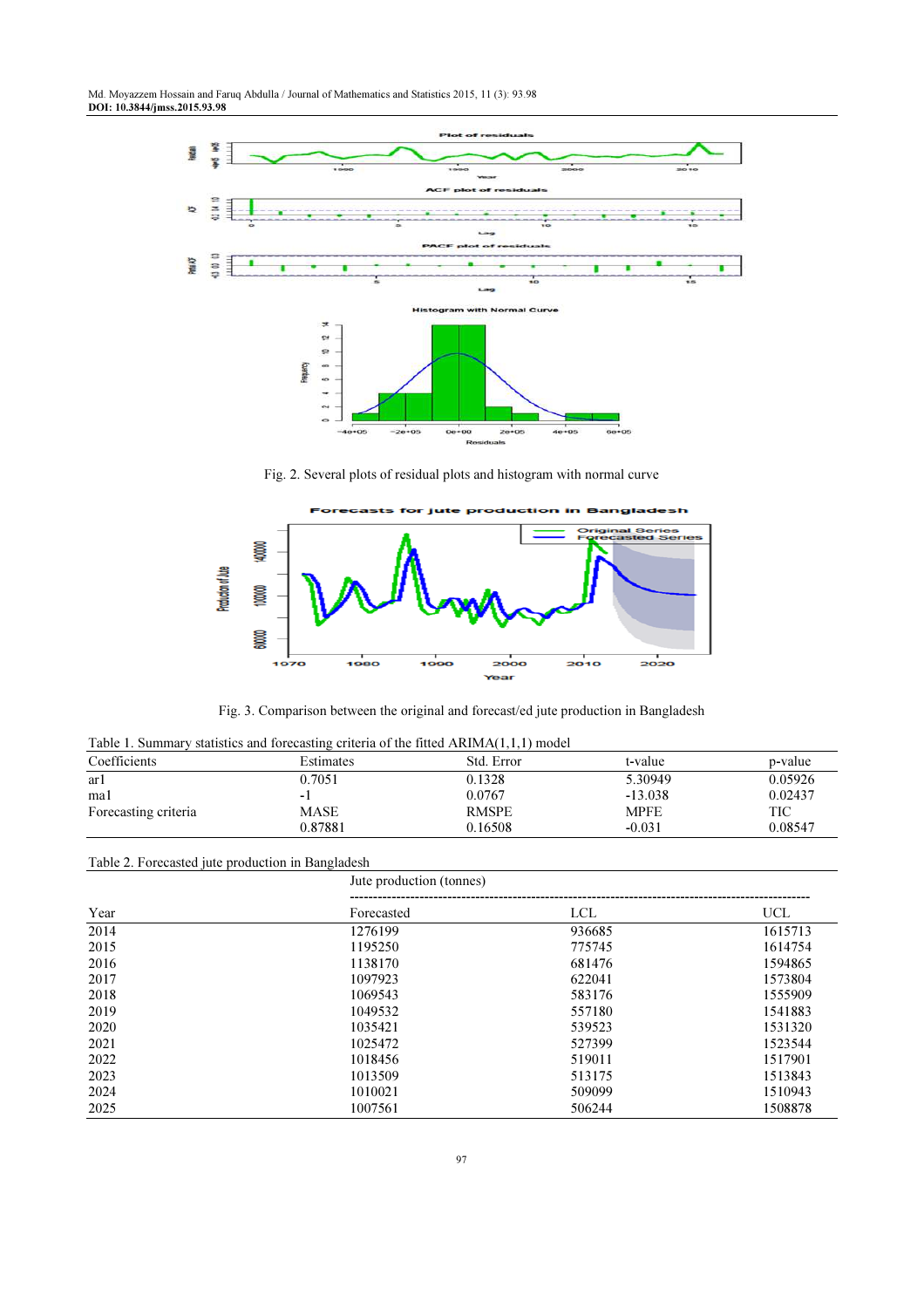Fig. 2. Several plots of residual plots and histogram with normal curve

Fig. 3. Comparison between the original and forecast/ed jute production in Bangladesh

Table 1. Summary statistics and forecasting criteria of the fitted ARIMA(1,1,1) model

| Coefficients | Estimates | Std. Error | t-value | p-value |
|---|---|---|---|---|
| ar1 | 0.7051 | 0.1328 | 5.30949 | 0.05926 |
| ma1 | -1 | 0.0767 | -13.038 | 0.02437 |
| Forecasting criteria | MASE | RMSPE | MPFE | TIC |
| | 0.87881 | 0.16508 | -0.031 | 0.08547 |

Table 2. Forecasted jute production in Bangladesh

| | Jute production (tonnes) | | |
|---|---|---|---|
| Year | Forecasted | LCL | UCL |
| 2014 | 1276199 | 936685 | 1615713 |
| 2015 | 1195250 | 775745 | 1614754 |
| 2016 | 1138170 | 681476 | 1594865 |
| 2017 | 1097923 | 622041 | 1573804 |
| 2018 | 1069543 | 583176 | 1555909 |
| 2019 | 1049532 | 557180 | 1541883 |
| 2020 | 1035421 | 539523 | 1531320 |
| 2021 | 1025472 | 527399 | 1523544 |
| 2022 | 1018456 | 519011 | 1517901 |
| 2023 | 1013509 | 513175 | 1513843 |
| 2024 | 1010021 | 509099 | 1510943 |
| 2025 | 1007561 | 506244 | 1508878 |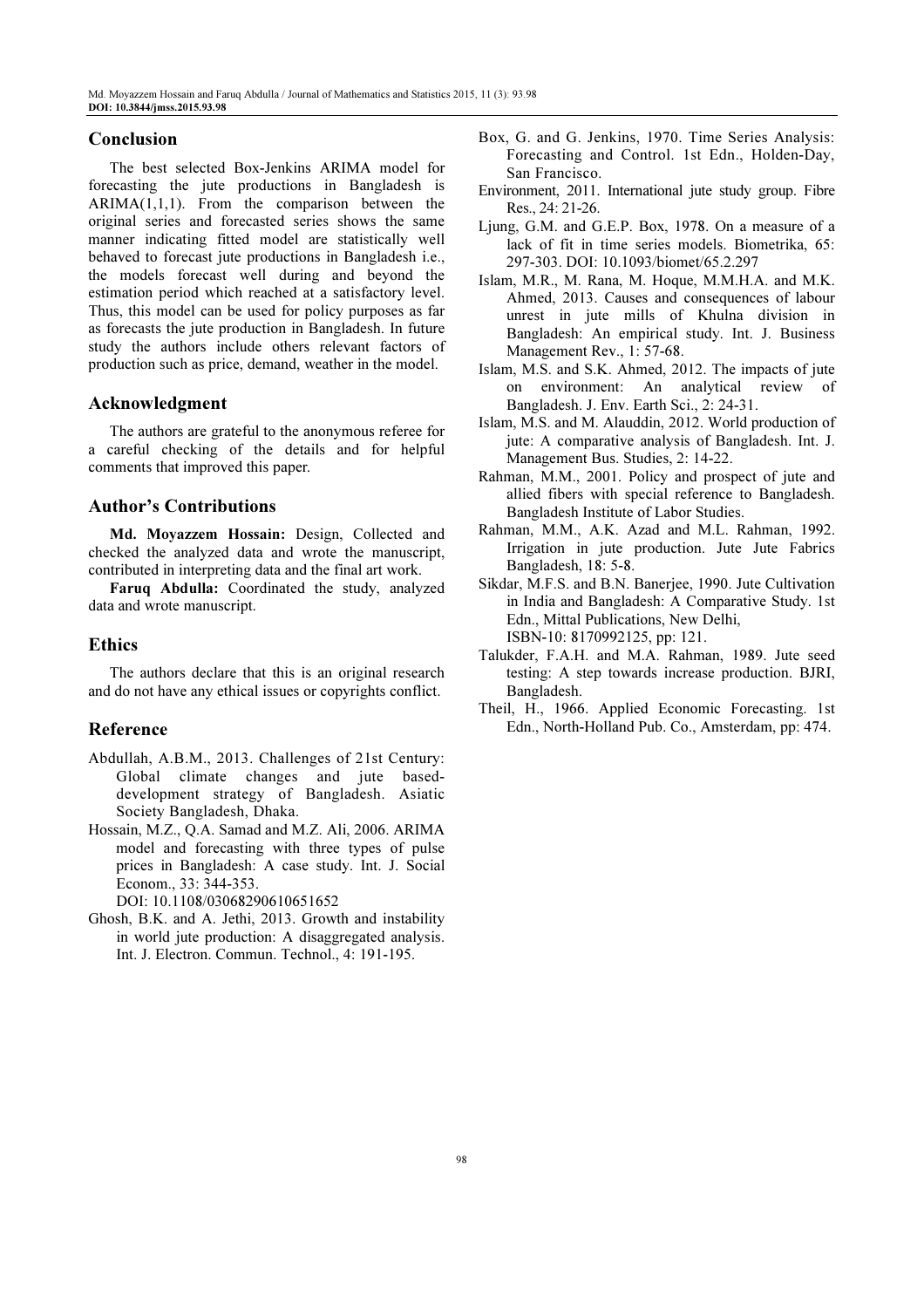## Conclusion

The best selected Box-Jenkins ARIMA model for forecasting the jute productions in Bangladesh is ARIMA(1,1,1). From the comparison between the original series and forecasted series shows the same manner indicating fitted model are statistically well behaved to forecast jute productions in Bangladesh i.e., the models forecast well during and beyond the estimation period which reached at a satisfactory level. Thus, this model can be used for policy purposes as far as forecasts the jute production in Bangladesh. In future study the authors include others relevant factors of production such as price, demand, weather in the model.

## Acknowledgment

The authors are grateful to the anonymous referee for a careful checking of the details and for helpful comments that improved this paper.

## Author's Contributions

**Md. Moyazzem Hossain:** Design, Collected and checked the analyzed data and wrote the manuscript, contributed in interpreting data and the final art work.

**Faruq Abdulla:** Coordinated the study, analyzed data and wrote manuscript.

## Ethics

The authors declare that this is an original research and do not have any ethical issues or copyrights conflict.

## Reference

Abdullah, A.B.M., 2013. Challenges of 21st Century: Global climate changes and jute based-development strategy of Bangladesh. Asiatic Society Bangladesh, Dhaka.

Hossain, M.Z., Q.A. Samad and M.Z. Ali, 2006. ARIMA model and forecasting with three types of pulse prices in Bangladesh: A case study. Int. J. Social Econom., 33: 344-353. DOI: 10.1108/03068290610651652

Ghosh, B.K. and A. Jethi, 2013. Growth and instability in world jute production: A disaggregated analysis. Int. J. Electron. Commun. Technol., 4: 191-195.

Box, G. and G. Jenkins, 1970. Time Series Analysis: Forecasting and Control. 1st Edn., Holden-Day, San Francisco.

Environment, 2011. International jute study group. Fibre Res., 24: 21-26.

Ljung, G.M. and G.E.P. Box, 1978. On a measure of a lack of fit in time series models. Biometrika, 65: 297-303. DOI: 10.1093/biomet/65.2.297

Islam, M.R., M. Rana, M. Hoque, M.M.H.A. and M.K. Ahmed, 2013. Causes and consequences of labour unrest in jute mills of Khulna division in Bangladesh: An empirical study. Int. J. Business Management Rev., 1: 57-68.

Islam, M.S. and S.K. Ahmed, 2012. The impacts of jute on environment: An analytical review of Bangladesh. J. Env. Earth Sci., 2: 24-31.

Islam, M.S. and M. Alauddin, 2012. World production of jute: A comparative analysis of Bangladesh. Int. J. Management Bus. Studies, 2: 14-22.

Rahman, M.M., 2001. Policy and prospect of jute and allied fibers with special reference to Bangladesh. Bangladesh Institute of Labor Studies.

Rahman, M.M., A.K. Azad and M.L. Rahman, 1992. Irrigation in jute production. Jute Jute Fabrics Bangladesh, 18: 5-8.

Sikdar, M.F.S. and B.N. Banerjee, 1990. Jute Cultivation in India and Bangladesh: A Comparative Study. 1st Edn., Mittal Publications, New Delhi, ISBN-10: 8170992125, pp: 121.

Talukder, F.A.H. and M.A. Rahman, 1989. Jute seed testing: A step towards increase production. BJRI, Bangladesh.

Theil, H., 1966. Applied Economic Forecasting. 1st Edn., North-Holland Pub. Co., Amsterdam, pp: 474.